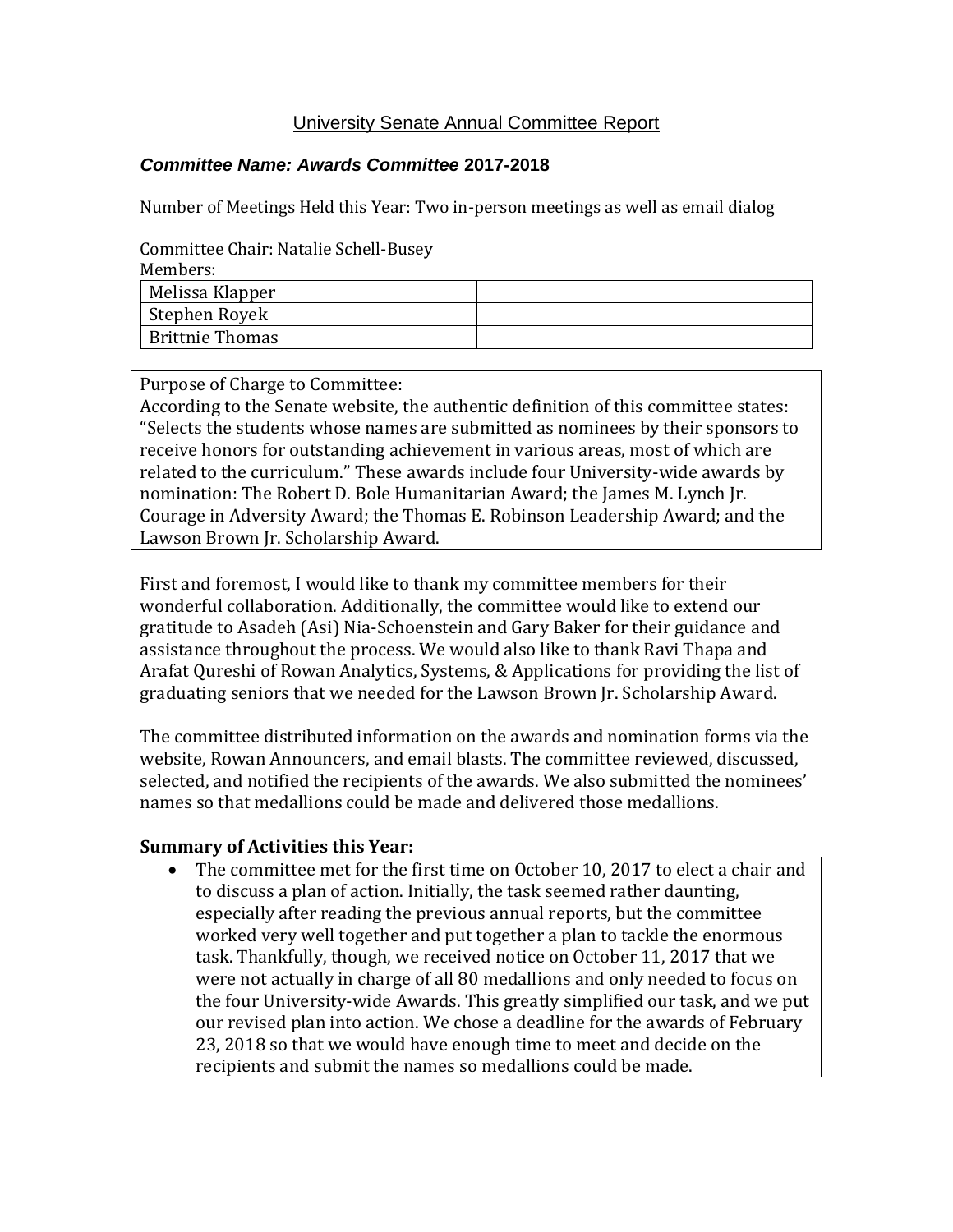## University Senate Annual Committee Report

### *Committee Name: Awards Committee* 2017-2018

Number of Meetings Held this Year: Two in-person meetings as well as email dialog

Committee Chair: Natalie Schell-Busey

Members:

| | |
|---|---|
| Melissa Klapper | |
| Stephen Royek | |
| Brittnie Thomas | |

Purpose of Charge to Committee:
According to the Senate website, the authentic definition of this committee states: "Selects the students whose names are submitted as nominees by their sponsors to receive honors for outstanding achievement in various areas, most of which are related to the curriculum." These awards include four University-wide awards by nomination: The Robert D. Bole Humanitarian Award; the James M. Lynch Jr. Courage in Adversity Award; the Thomas E. Robinson Leadership Award; and the Lawson Brown Jr. Scholarship Award.

First and foremost, I would like to thank my committee members for their wonderful collaboration. Additionally, the committee would like to extend our gratitude to Asadeh (Asi) Nia-Schoenstein and Gary Baker for their guidance and assistance throughout the process. We would also like to thank Ravi Thapa and Arafat Qureshi of Rowan Analytics, Systems, & Applications for providing the list of graduating seniors that we needed for the Lawson Brown Jr. Scholarship Award.

The committee distributed information on the awards and nomination forms via the website, Rowan Announcers, and email blasts. The committee reviewed, discussed, selected, and notified the recipients of the awards. We also submitted the nominees' names so that medallions could be made and delivered those medallions.

**Summary of Activities this Year:**

- The committee met for the first time on October 10, 2017 to elect a chair and to discuss a plan of action. Initially, the task seemed rather daunting, especially after reading the previous annual reports, but the committee worked very well together and put together a plan to tackle the enormous task. Thankfully, though, we received notice on October 11, 2017 that we were not actually in charge of all 80 medallions and only needed to focus on the four University-wide Awards. This greatly simplified our task, and we put our revised plan into action. We chose a deadline for the awards of February 23, 2018 so that we would have enough time to meet and decide on the recipients and submit the names so medallions could be made.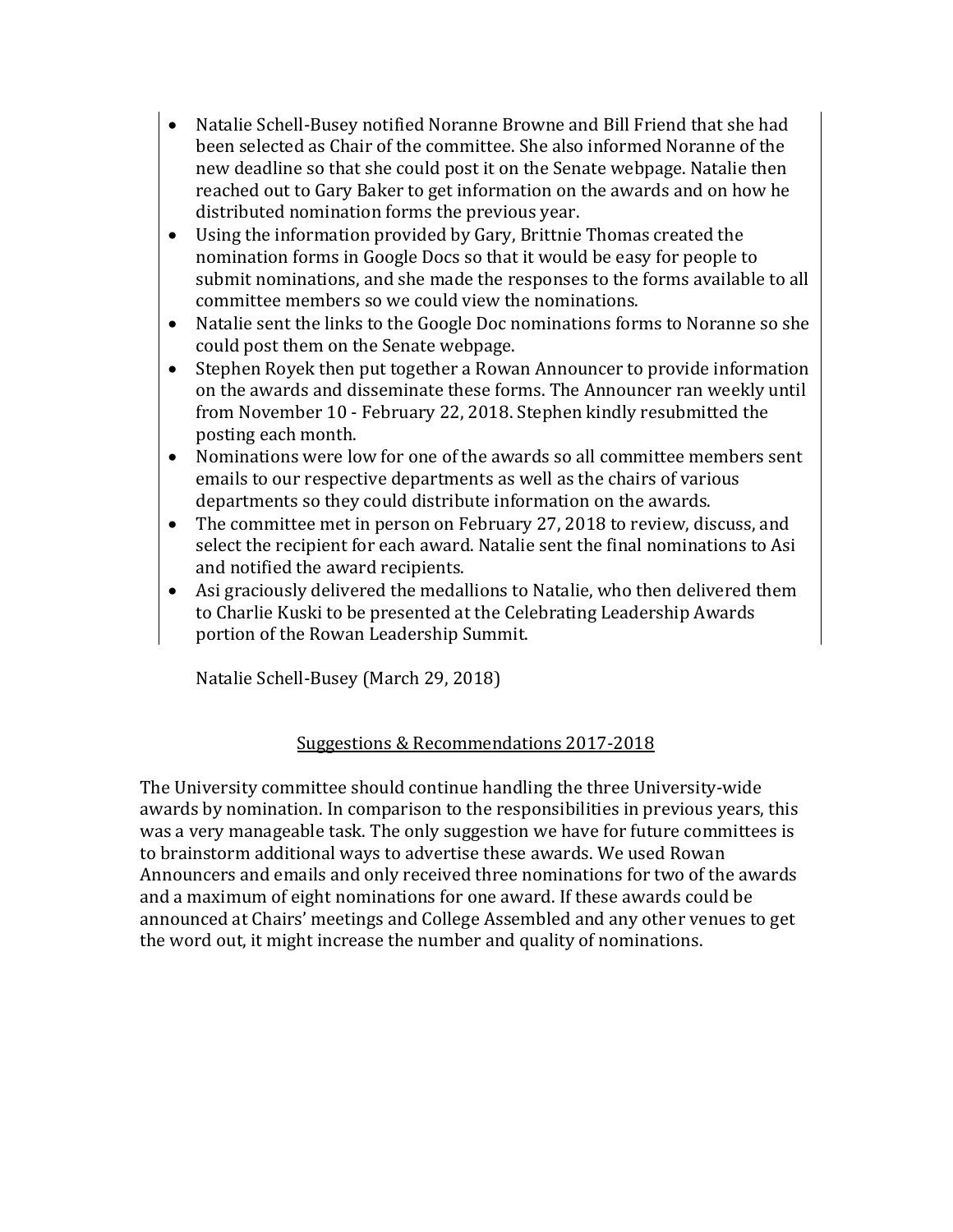- Natalie Schell-Busey notified Noranne Browne and Bill Friend that she had been selected as Chair of the committee. She also informed Noranne of the new deadline so that she could post it on the Senate webpage. Natalie then reached out to Gary Baker to get information on the awards and on how he distributed nomination forms the previous year.
- Using the information provided by Gary, Brittnie Thomas created the nomination forms in Google Docs so that it would be easy for people to submit nominations, and she made the responses to the forms available to all committee members so we could view the nominations.
- Natalie sent the links to the Google Doc nominations forms to Noranne so she could post them on the Senate webpage.
- Stephen Royek then put together a Rowan Announcer to provide information on the awards and disseminate these forms. The Announcer ran weekly until from November 10 - February 22, 2018. Stephen kindly resubmitted the posting each month.
- Nominations were low for one of the awards so all committee members sent emails to our respective departments as well as the chairs of various departments so they could distribute information on the awards.
- The committee met in person on February 27, 2018 to review, discuss, and select the recipient for each award. Natalie sent the final nominations to Asi and notified the award recipients.
- Asi graciously delivered the medallions to Natalie, who then delivered them to Charlie Kuski to be presented at the Celebrating Leadership Awards portion of the Rowan Leadership Summit.

Natalie Schell-Busey (March 29, 2018)

## Suggestions & Recommendations 2017-2018

The University committee should continue handling the three University-wide awards by nomination. In comparison to the responsibilities in previous years, this was a very manageable task. The only suggestion we have for future committees is to brainstorm additional ways to advertise these awards. We used Rowan Announcers and emails and only received three nominations for two of the awards and a maximum of eight nominations for one award. If these awards could be announced at Chairs' meetings and College Assembled and any other venues to get the word out, it might increase the number and quality of nominations.